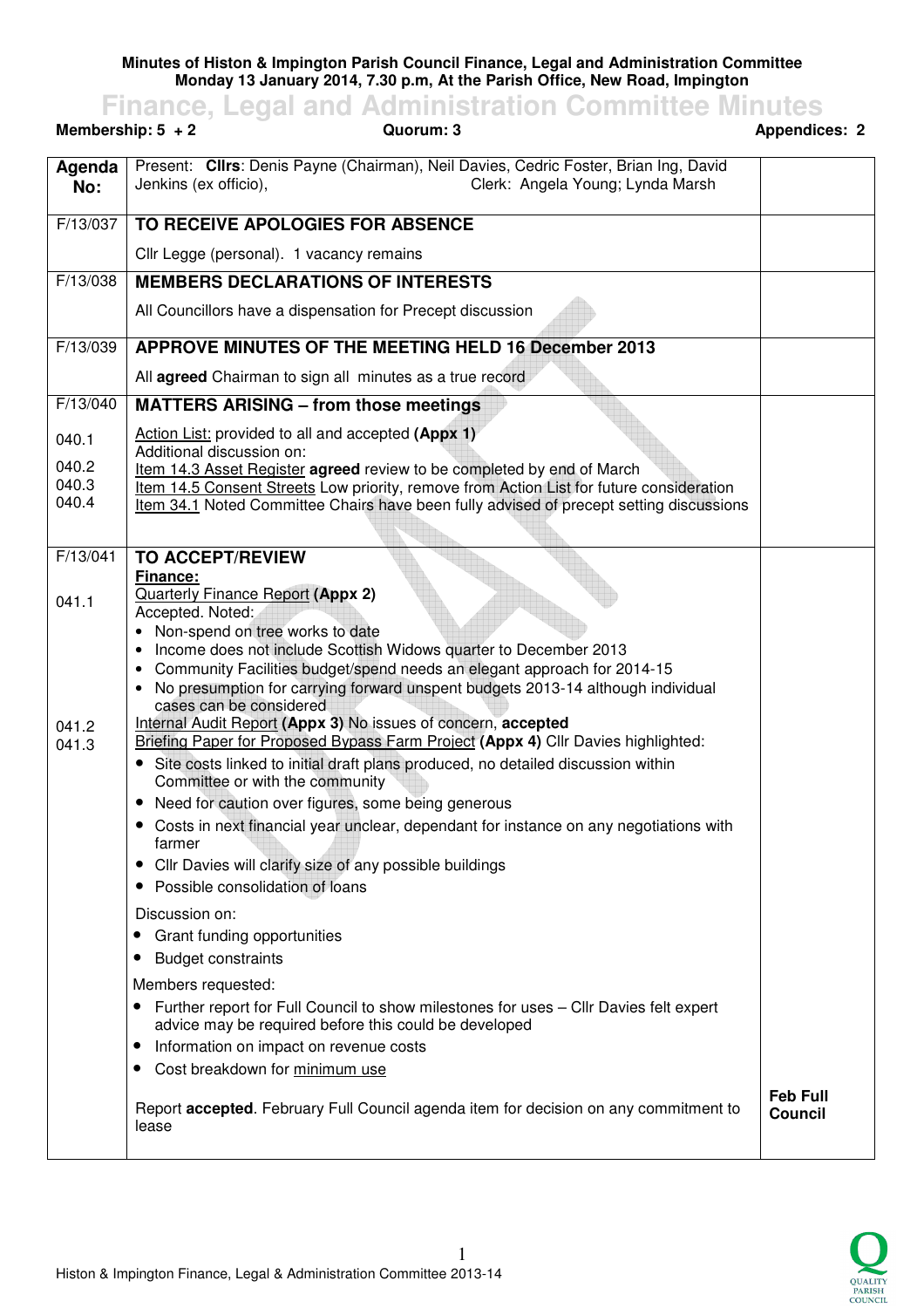**Minutes of Histon & Impington Parish Council Finance, Legal and Administration Committee**
**Monday 13 January 2014, 7.30 p.m, At the Parish Office, New Road, Impington**

# Finance, Legal and Administration Committee Minutes

**Membership: 5 + 2** | **Quorum: 3** | **Appendices: 2**

| Agenda No: | Present: **Cllrs**: Denis Payne (Chairman), Neil Davies, Cedric Foster, Brian Ing, David Jenkins (ex officio), Clerk: Angela Young; Lynda Marsh | |
|---|---|---|
| F/13/037 | **TO RECEIVE APOLOGIES FOR ABSENCE**<br><br>Cllr Legge (personal). 1 vacancy remains | |
| F/13/038 | **MEMBERS DECLARATIONS OF INTERESTS**<br><br>All Councillors have a dispensation for Precept discussion | |
| F/13/039 | **APPROVE MINUTES OF THE MEETING HELD 16 December 2013**<br><br>All **agreed** Chairman to sign all minutes as a true record | |
| F/13/040<br><br>040.1<br><br>040.2<br>040.3<br>040.4 | **MATTERS ARISING – from those meetings**<br><br>Action List: provided to all and accepted **(Appx 1)**<br>Additional discussion on:<br>Item 14.3 Asset Register **agreed** review to be completed by end of March<br>Item 14.5 Consent Streets Low priority, remove from Action List for future consideration<br>Item 34.1 Noted Committee Chairs have been fully advised of precept setting discussions | |
| F/13/041<br><br>041.1<br><br><br><br><br><br><br>041.2<br>041.3 | **TO ACCEPT/REVIEW**<br>**Finance:**<br>Quarterly Finance Report **(Appx 2)**<br>Accepted. Noted:<br>• Non-spend on tree works to date<br>• Income does not include Scottish Widows quarter to December 2013<br>• Community Facilities budget/spend needs an elegant approach for 2014-15<br>• No presumption for carrying forward unspent budgets 2013-14 although individual cases can be considered<br>Internal Audit Report **(Appx 3)** No issues of concern, **accepted**<br>Briefing Paper for Proposed Bypass Farm Project **(Appx 4)** Cllr Davies highlighted:<br>• Site costs linked to initial draft plans produced, no detailed discussion within Committee or with the community<br>• Need for caution over figures, some being generous<br>• Costs in next financial year unclear, dependant for instance on any negotiations with farmer<br>• Cllr Davies will clarify size of any possible buildings<br>• Possible consolidation of loans<br><br>Discussion on:<br>• Grant funding opportunities<br>• Budget constraints<br><br>Members requested:<br>• Further report for Full Council to show milestones for uses – Cllr Davies felt expert advice may be required before this could be developed<br>• Information on impact on revenue costs<br>• Cost breakdown for minimum use<br><br>Report **accepted**. February Full Council agenda item for decision on any commitment to lease | <br><br><br><br><br><br><br><br><br><br><br><br><br><br><br><br><br><br><br><br><br><br><br><br><br><br>**Feb Full Council** |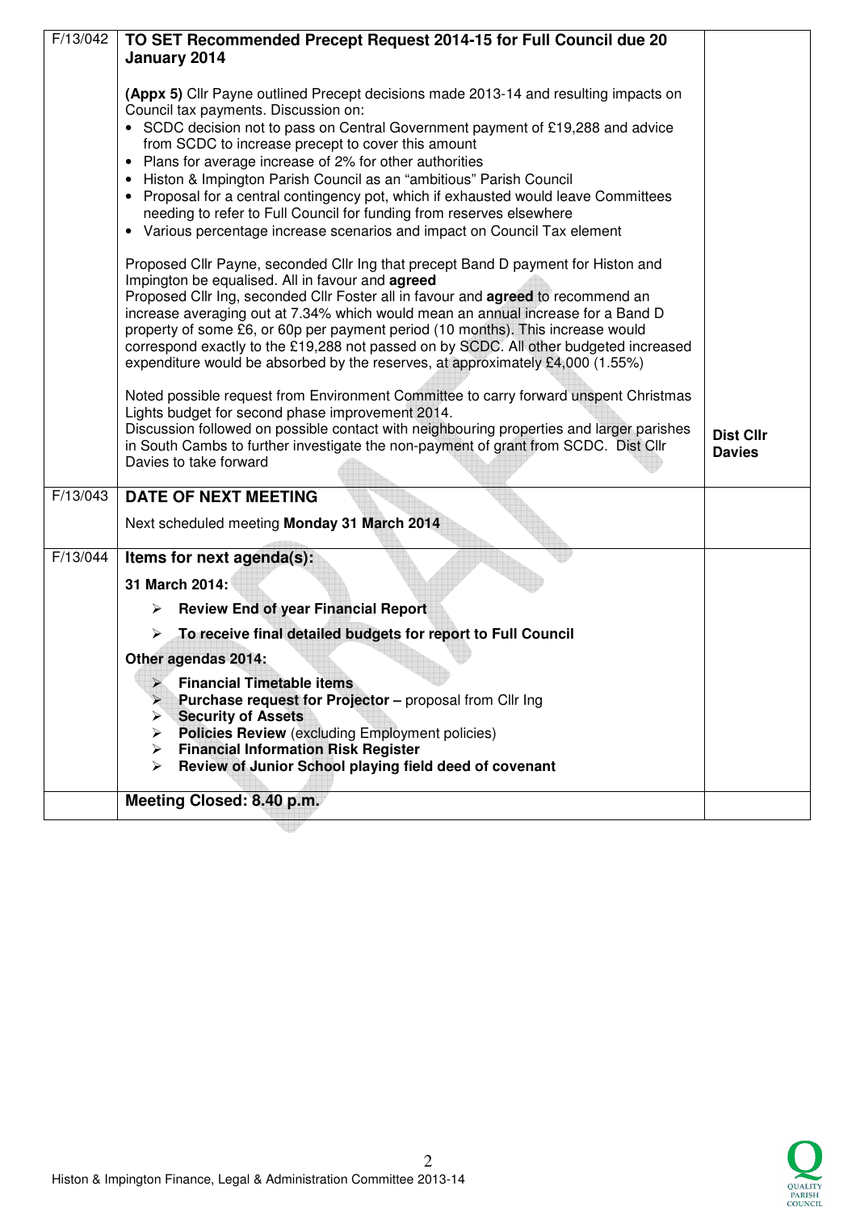| | | |
|---|---|---|
| F/13/042 | **TO SET Recommended Precept Request 2014-15 for Full Council due 20 January 2014**<br><br>**(Appx 5)** Cllr Payne outlined Precept decisions made 2013-14 and resulting impacts on Council tax payments. Discussion on:<br>• SCDC decision not to pass on Central Government payment of £19,288 and advice from SCDC to increase precept to cover this amount<br>• Plans for average increase of 2% for other authorities<br>• Histon & Impington Parish Council as an "ambitious" Parish Council<br>• Proposal for a central contingency pot, which if exhausted would leave Committees needing to refer to Full Council for funding from reserves elsewhere<br>• Various percentage increase scenarios and impact on Council Tax element<br><br>Proposed Cllr Payne, seconded Cllr Ing that precept Band D payment for Histon and Impington be equalised. All in favour and **agreed**<br>Proposed Cllr Ing, seconded Cllr Foster all in favour and **agreed** to recommend an increase averaging out at 7.34% which would mean an annual increase for a Band D property of some £6, or 60p per payment period (10 months). This increase would correspond exactly to the £19,288 not passed on by SCDC. All other budgeted increased expenditure would be absorbed by the reserves, at approximately £4,000 (1.55%)<br><br>Noted possible request from Environment Committee to carry forward unspent Christmas Lights budget for second phase improvement 2014.<br>Discussion followed on possible contact with neighbouring properties and larger parishes in South Cambs to further investigate the non-payment of grant from SCDC. Dist Cllr Davies to take forward | **Dist Cllr Davies** |
| F/13/043 | **DATE OF NEXT MEETING**<br><br>Next scheduled meeting **Monday 31 March 2014** | |
| F/13/044 | **Items for next agenda(s):**<br><br>**31 March 2014:**<br>➢ **Review End of year Financial Report**<br>➢ **To receive final detailed budgets for report to Full Council**<br><br>**Other agendas 2014:**<br>➢ **Financial Timetable items**<br>➢ **Purchase request for Projector –** proposal from Cllr Ing<br>➢ **Security of Assets**<br>➢ **Policies Review** (excluding Employment policies)<br>➢ **Financial Information Risk Register**<br>➢ **Review of Junior School playing field deed of covenant** | |
| | **Meeting Closed: 8.40 p.m.** | |

Histon & Impington Finance, Legal & Administration Committee 2013-14